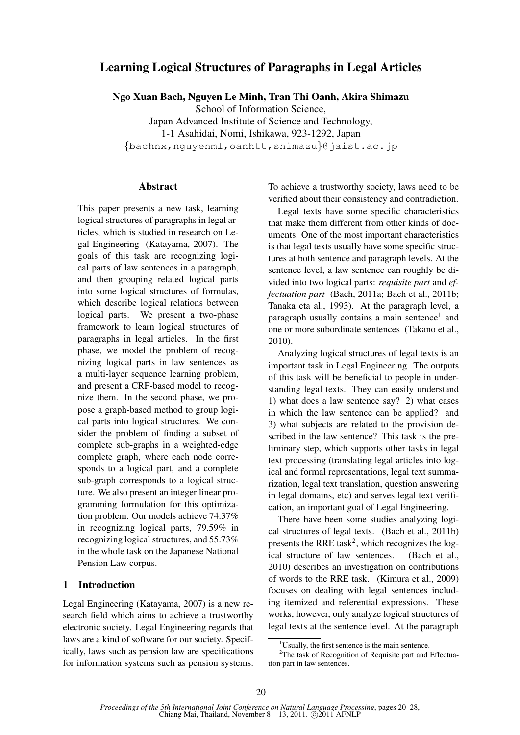# Learning Logical Structures of Paragraphs in Legal Articles

**Ngo Xuan Bach, Nguyen Le Minh, Tran Thi Oanh, Akira Shimazu**

School of Information Science,
Japan Advanced Institute of Science and Technology,
1-1 Asahidai, Nomi, Ishikawa, 923-1292, Japan
{bachnx,nguyenml,oanhtt,shimazu}@jaist.ac.jp

## Abstract

This paper presents a new task, learning logical structures of paragraphs in legal articles, which is studied in research on Legal Engineering (Katayama, 2007). The goals of this task are recognizing logical parts of law sentences in a paragraph, and then grouping related logical parts into some logical structures of formulas, which describe logical relations between logical parts. We present a two-phase framework to learn logical structures of paragraphs in legal articles. In the first phase, we model the problem of recognizing logical parts in law sentences as a multi-layer sequence learning problem, and present a CRF-based model to recognize them. In the second phase, we propose a graph-based method to group logical parts into logical structures. We consider the problem of finding a subset of complete sub-graphs in a weighted-edge complete graph, where each node corresponds to a logical part, and a complete sub-graph corresponds to a logical structure. We also present an integer linear programming formulation for this optimization problem. Our models achieve 74.37% in recognizing logical parts, 79.59% in recognizing logical structures, and 55.73% in the whole task on the Japanese National Pension Law corpus.

## 1 Introduction

Legal Engineering (Katayama, 2007) is a new research field which aims to achieve a trustworthy electronic society. Legal Engineering regards that laws are a kind of software for our society. Specifically, laws such as pension law are specifications for information systems such as pension systems. To achieve a trustworthy society, laws need to be verified about their consistency and contradiction.

Legal texts have some specific characteristics that make them different from other kinds of documents. One of the most important characteristics is that legal texts usually have some specific structures at both sentence and paragraph levels. At the sentence level, a law sentence can roughly be divided into two logical parts: *requisite part* and *effectuation part* (Bach, 2011a; Bach et al., 2011b; Tanaka eta al., 1993). At the paragraph level, a paragraph usually contains a main sentence[1] and one or more subordinate sentences (Takano et al., 2010).

Analyzing logical structures of legal texts is an important task in Legal Engineering. The outputs of this task will be beneficial to people in understanding legal texts. They can easily understand 1) what does a law sentence say? 2) what cases in which the law sentence can be applied? and 3) what subjects are related to the provision described in the law sentence? This task is the preliminary step, which supports other tasks in legal text processing (translating legal articles into logical and formal representations, legal text summarization, legal text translation, question answering in legal domains, etc) and serves legal text verification, an important goal of Legal Engineering.

There have been some studies analyzing logical structures of legal texts. (Bach et al., 2011b) presents the RRE task[2], which recognizes the logical structure of law sentences. (Bach et al., 2010) describes an investigation on contributions of words to the RRE task. (Kimura et al., 2009) focuses on dealing with legal sentences including itemized and referential expressions. These works, however, only analyze logical structures of legal texts at the sentence level. At the paragraph

[1] Usually, the first sentence is the main sentence.

[2] The task of Recognition of Requisite part and Effectuation part in law sentences.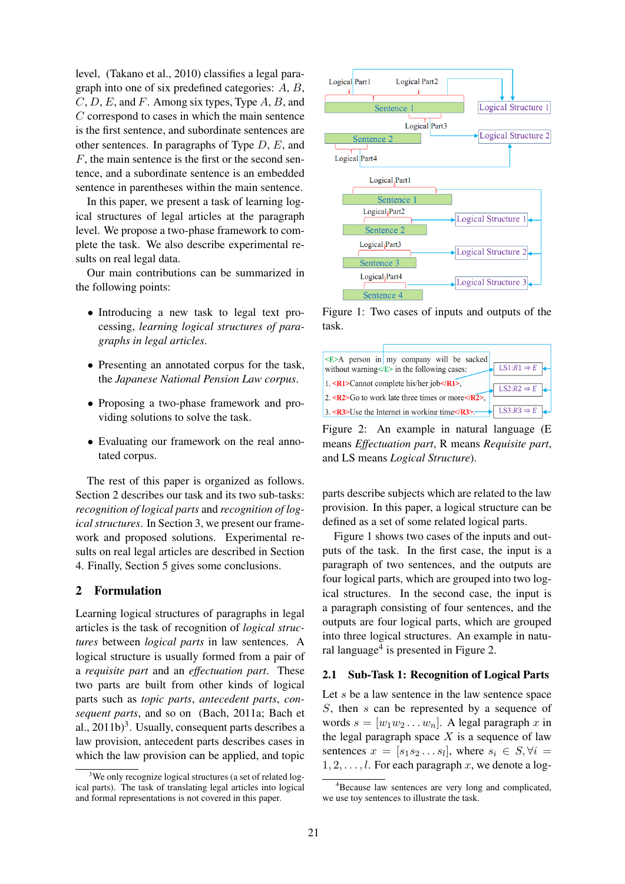level, (Takano et al., 2010) classifies a legal paragraph into one of six predefined categories: $A$, $B$, $C$, $D$, $E$, and $F$. Among six types, Type $A$, $B$, and $C$ correspond to cases in which the main sentence is the first sentence, and subordinate sentences are other sentences. In paragraphs of Type $D$, $E$, and $F$, the main sentence is the first or the second sentence, and a subordinate sentence is an embedded sentence in parentheses within the main sentence.

In this paper, we present a task of learning logical structures of legal articles at the paragraph level. We propose a two-phase framework to complete the task. We also describe experimental results on real legal data.

Our main contributions can be summarized in the following points:

- Introducing a new task to legal text processing, *learning logical structures of paragraphs in legal articles*.
- Presenting an annotated corpus for the task, the *Japanese National Pension Law corpus*.
- Proposing a two-phase framework and providing solutions to solve the task.
- Evaluating our framework on the real annotated corpus.

The rest of this paper is organized as follows. Section 2 describes our task and its two sub-tasks: *recognition of logical parts* and *recognition of logical structures*. In Section 3, we present our framework and proposed solutions. Experimental results on real legal articles are described in Section 4. Finally, Section 5 gives some conclusions.

## 2 Formulation

Learning logical structures of paragraphs in legal articles is the task of recognition of *logical structures* between *logical parts* in law sentences. A logical structure is usually formed from a pair of a *requisite part* and an *effectuation part*. These two parts are built from other kinds of logical parts such as *topic parts*, *antecedent parts*, *consequent parts*, and so on (Bach, 2011a; Bach et al., 2011b)[3]. Usually, consequent parts describes a law provision, antecedent parts describes cases in which the law provision can be applied, and topic parts describe subjects which are related to the law provision. In this paper, a logical structure can be defined as a set of some related logical parts.

Figure 1 shows two cases of the inputs and outputs of the task. In the first case, the input is a paragraph of two sentences, and the outputs are four logical parts, which are grouped into two logical structures. In the second case, the input is a paragraph consisting of four sentences, and the outputs are four logical parts, which are grouped into three logical structures. An example in natural language[4] is presented in Figure 2.

Figure 1: Two cases of inputs and outputs of the task.

Figure 2: An example in natural language (E means *Effectuation part*, R means *Requisite part*, and LS means *Logical Structure*).

### 2.1 Sub-Task 1: Recognition of Logical Parts

Let $s$ be a law sentence in the law sentence space $S$, then $s$ can be represented by a sequence of words $s = [w_1 w_2 \dots w_n]$. A legal paragraph $x$ in the legal paragraph space $X$ is a sequence of law sentences $x = [s_1 s_2 \dots s_l]$, where $s_i \in S, \forall i = 1, 2, \dots, l$. For each paragraph $x$, we denote a log-

[3] We only recognize logical structures (a set of related logical parts). The task of translating legal articles into logical and formal representations is not covered in this paper.

[4] Because law sentences are very long and complicated, we use toy sentences to illustrate the task.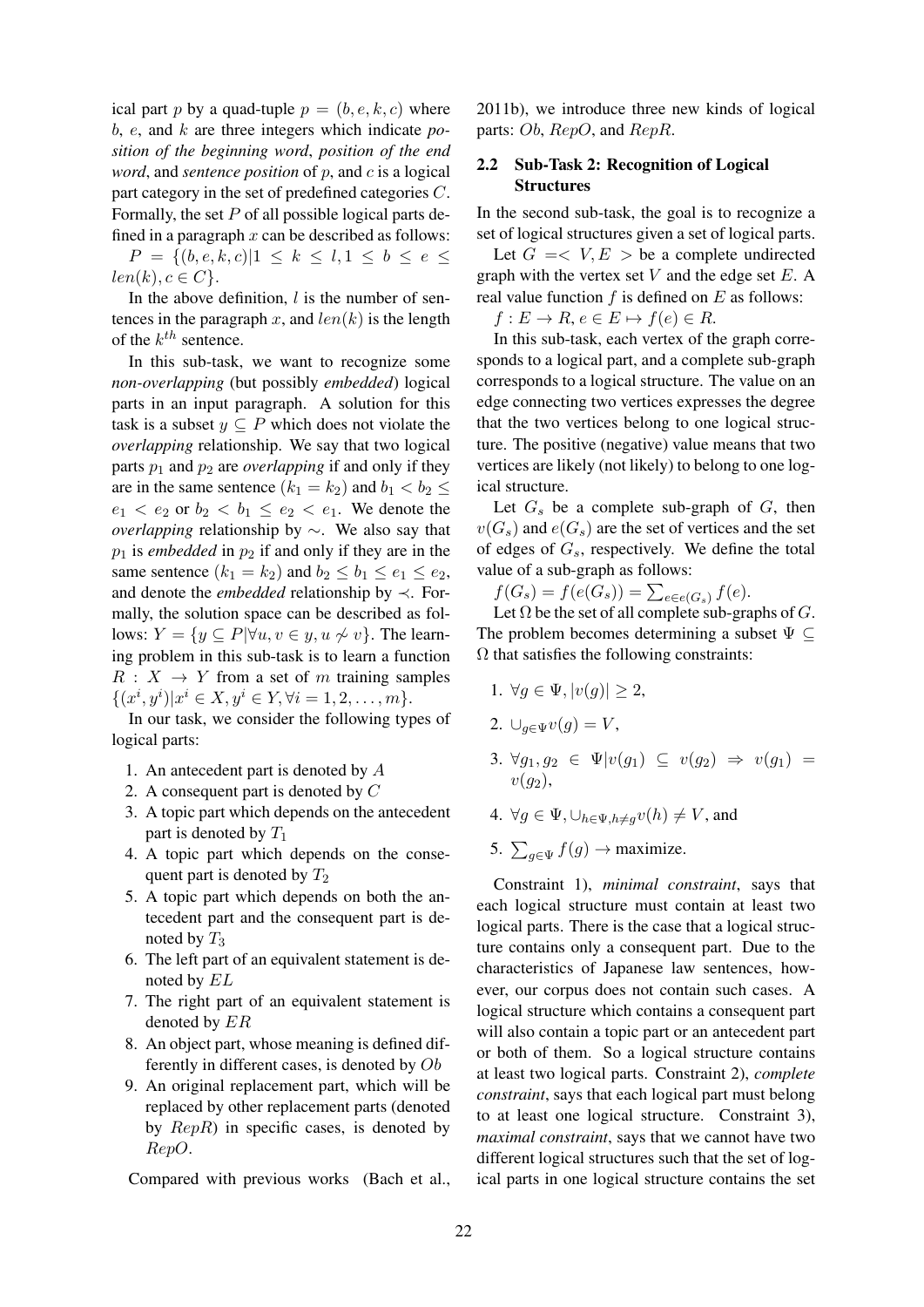ical part $p$ by a quad-tuple $p = (b, e, k, c)$ where $b$, $e$, and $k$ are three integers which indicate *position of the beginning word*, *position of the end word*, and *sentence position* of $p$, and $c$ is a logical part category in the set of predefined categories $C$. Formally, the set $P$ of all possible logical parts defined in a paragraph $x$ can be described as follows:

$P = \{(b, e, k, c) | 1 \leq k \leq l, 1 \leq b \leq e \leq len(k), c \in C\}$.

In the above definition, $l$ is the number of sentences in the paragraph $x$, and $len(k)$ is the length of the $k^{th}$ sentence.

In this sub-task, we want to recognize some *non-overlapping* (but possibly *embedded*) logical parts in an input paragraph. A solution for this task is a subset $y \subseteq P$ which does not violate the *overlapping* relationship. We say that two logical parts $p_1$ and $p_2$ are *overlapping* if and only if they are in the same sentence ($k_1 = k_2$) and $b_1 < b_2 \leq e_1 < e_2$ or $b_2 < b_1 \leq e_2 < e_1$. We denote the *overlapping* relationship by $\sim$. We also say that $p_1$ is *embedded* in $p_2$ if and only if they are in the same sentence ($k_1 = k_2$) and $b_2 \leq b_1 \leq e_1 \leq e_2$, and denote the *embedded* relationship by $\prec$. Formally, the solution space can be described as follows: $Y = \{y \subseteq P | \forall u, v \in y, u \nsim v\}$. The learning problem in this sub-task is to learn a function $R : X \rightarrow Y$ from a set of $m$ training samples $\{(x^i, y^i) | x^i \in X, y^i \in Y, \forall i = 1, 2, \ldots, m\}$.

In our task, we consider the following types of logical parts:

1. An antecedent part is denoted by $A$
2. A consequent part is denoted by $C$
3. A topic part which depends on the antecedent part is denoted by $T_1$
4. A topic part which depends on the consequent part is denoted by $T_2$
5. A topic part which depends on both the antecedent part and the consequent part is denoted by $T_3$
6. The left part of an equivalent statement is denoted by $EL$
7. The right part of an equivalent statement is denoted by $ER$
8. An object part, whose meaning is defined differently in different cases, is denoted by $Ob$
9. An original replacement part, which will be replaced by other replacement parts (denoted by $RepR$) in specific cases, is denoted by $RepO$.

Compared with previous works (Bach et al., 2011b), we introduce three new kinds of logical parts: $Ob$, $RepO$, and $RepR$.

## 2.2 Sub-Task 2: Recognition of Logical Structures

In the second sub-task, the goal is to recognize a set of logical structures given a set of logical parts.

Let $G =< V, E >$ be a complete undirected graph with the vertex set $V$ and the edge set $E$. A real value function $f$ is defined on $E$ as follows:

$f : E \rightarrow R, e \in E \mapsto f(e) \in R$.

In this sub-task, each vertex of the graph corresponds to a logical part, and a complete sub-graph corresponds to a logical structure. The value on an edge connecting two vertices expresses the degree that the two vertices belong to one logical structure. The positive (negative) value means that two vertices are likely (not likely) to belong to one logical structure.

Let $G_s$ be a complete sub-graph of $G$, then $v(G_s)$ and $e(G_s)$ are the set of vertices and the set of edges of $G_s$, respectively. We define the total value of a sub-graph as follows:

$f(G_s) = f(e(G_s)) = \sum_{e \in e(G_s)} f(e)$.

Let $\Omega$ be the set of all complete sub-graphs of $G$. The problem becomes determining a subset $\Psi \subseteq \Omega$ that satisfies the following constraints:

1. $\forall g \in \Psi, |v(g)| \geq 2$,
2. $\cup_{g \in \Psi} v(g) = V$,
3. $\forall g_1, g_2 \in \Psi | v(g_1) \subseteq v(g_2) \Rightarrow v(g_1) = v(g_2)$,
4. $\forall g \in \Psi, \cup_{h \in \Psi, h \neq g} v(h) \neq V$, and
5. $\sum_{g \in \Psi} f(g) \rightarrow$ maximize.

Constraint 1), *minimal constraint*, says that each logical structure must contain at least two logical parts. There is the case that a logical structure contains only a consequent part. Due to the characteristics of Japanese law sentences, however, our corpus does not contain such cases. A logical structure which contains a consequent part will also contain a topic part or an antecedent part or both of them. So a logical structure contains at least two logical parts. Constraint 2), *complete constraint*, says that each logical part must belong to at least one logical structure. Constraint 3), *maximal constraint*, says that we cannot have two different logical structures such that the set of logical parts in one logical structure contains the set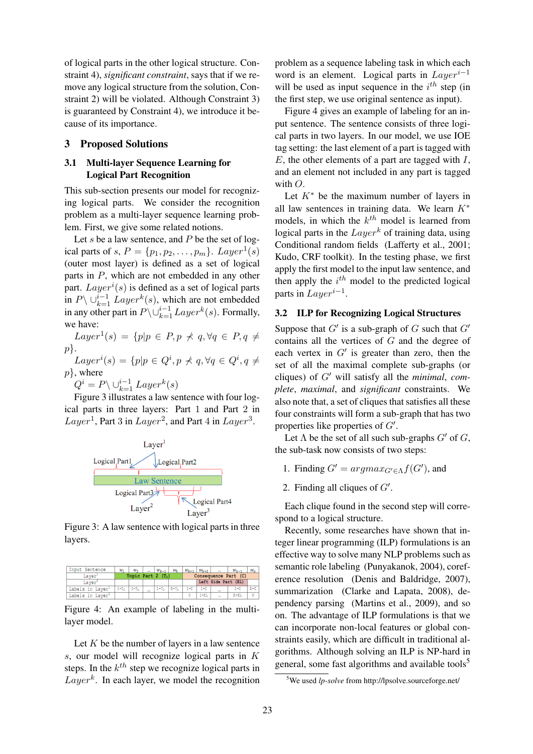of logical parts in the other logical structure. Constraint 4), *significant constraint*, says that if we remove any logical structure from the solution, Constraint 2) will be violated. Although Constraint 3) is guaranteed by Constraint 4), we introduce it because of its importance.

## 3 Proposed Solutions

### 3.1 Multi-layer Sequence Learning for Logical Part Recognition

This sub-section presents our model for recognizing logical parts. We consider the recognition problem as a multi-layer sequence learning problem. First, we give some related notions.

Let $s$ be a law sentence, and $P$ be the set of logical parts of $s$, $P = \{p_1, p_2, \ldots, p_m\}$. $Layer^1(s)$ (outer most layer) is defined as a set of logical parts in $P$, which are not embedded in any other part. $Layer^i(s)$ is defined as a set of logical parts in $P \setminus \cup_{k=1}^{i-1} Layer^k(s)$, which are not embedded in any other part in $P \setminus \cup_{k=1}^{i-1} Layer^k(s)$. Formally, we have:

$Layer^1(s) = \{p | p \in P, p \not\prec q, \forall q \in P, q \neq p\}$.

$Layer^i(s) = \{p | p \in Q^i, p \not\prec q, \forall q \in Q^i, q \neq p\}$, where

$Q^i = P \setminus \cup_{k=1}^{i-1} Layer^k(s)$

Figure 3 illustrates a law sentence with four logical parts in three layers: Part 1 and Part 2 in $Layer^1$, Part 3 in $Layer^2$, and Part 4 in $Layer^3$.

Figure 3: A law sentence with logical parts in three layers.

| Input Sentence | $w_1$ | $w_2$ | ... | $w_{k-1}$ | $w_k$ | $w_{k+1}$ | $w_{k+2}$ | ... | $w_{n-1}$ | $w_n$ |
|---|---|---|---|---|---|---|---|---|---|---|
| $Layer^1$ | Topic Part 2 ($T_2$) | | | | | Consequence Part (C) | | | | |
| $Layer^2$ | | | | | | | Left Side Part (EL) | | | |
| Labels in $Layer^1$ | I-$T_2$ | I-$T_2$ | ... | I-$T_2$ | E-$T_2$ | I-C | I-C | ... | I-C | E-C |
| Labels in $Layer^2$ | | | | | | O | I-EL | ... | E-EL | O |

Figure 4: An example of labeling in the multi-layer model.

Let $K$ be the number of layers in a law sentence $s$, our model will recognize logical parts in $K$ steps. In the $k^{th}$ step we recognize logical parts in $Layer^k$. In each layer, we model the recognition problem as a sequence labeling task in which each word is an element. Logical parts in $Layer^{i-1}$ will be used as input sequence in the $i^{th}$ step (in the first step, we use original sentence as input).

Figure 4 gives an example of labeling for an input sentence. The sentence consists of three logical parts in two layers. In our model, we use IOE tag setting: the last element of a part is tagged with $E$, the other elements of a part are tagged with $I$, and an element not included in any part is tagged with $O$.

Let $K^*$ be the maximum number of layers in all law sentences in training data. We learn $K^*$ models, in which the $k^{th}$ model is learned from logical parts in the $Layer^k$ of training data, using Conditional random fields (Lafferty et al., 2001; Kudo, CRF toolkit). In the testing phase, we first apply the first model to the input law sentence, and then apply the $i^{th}$ model to the predicted logical parts in $Layer^{i-1}$.

### 3.2 ILP for Recognizing Logical Structures

Suppose that $G'$ is a sub-graph of $G$ such that $G'$ contains all the vertices of $G$ and the degree of each vertex in $G'$ is greater than zero, then the set of all the maximal complete sub-graphs (or cliques) of $G'$ will satisfy all the *minimal*, *complete*, *maximal*, and *significant* constraints. We also note that, a set of cliques that satisfies all these four constraints will form a sub-graph that has two properties like properties of $G'$.

Let $\Lambda$ be the set of all such sub-graphs $G'$ of $G$, the sub-task now consists of two steps:

1. Finding $G' = argmax_{G' \in \Lambda} f(G')$, and
2. Finding all cliques of $G'$.

Each clique found in the second step will correspond to a logical structure.

Recently, some researches have shown that integer linear programming (ILP) formulations is an effective way to solve many NLP problems such as semantic role labeling (Punyakanok, 2004), coreference resolution (Denis and Baldridge, 2007), summarization (Clarke and Lapata, 2008), dependency parsing (Martins et al., 2009), and so on. The advantage of ILP formulations is that we can incorporate non-local features or global constraints easily, which are difficult in traditional algorithms. Although solving an ILP is NP-hard in general, some fast algorithms and available tools[5]

[5] We used *lp-solve* from http://lpsolve.sourceforge.net/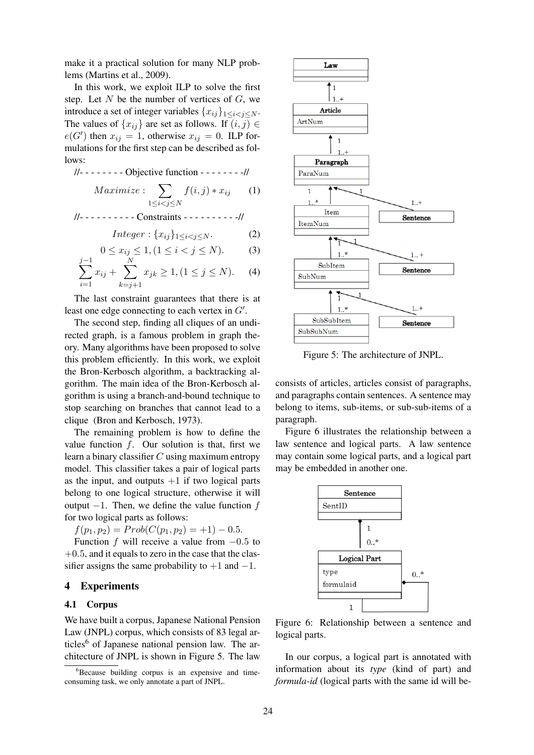make it a practical solution for many NLP problems (Martins et al., 2009).

In this work, we exploit ILP to solve the first step. Let $N$ be the number of vertices of $G$, we introduce a set of integer variables $\{x_{ij}\}_{1\leq i<j\leq N}$. The values of $\{x_{ij}\}$ are set as follows. If $(i,j) \in e(G')$ then $x_{ij} = 1$, otherwise $x_{ij} = 0$. ILP formulations for the first step can be described as follows:

//- - - - - - - Objective function - - - - - - - -//

$$Maximize: \sum_{1\leq i<j\leq N} f(i,j) * x_{ij} \quad (1)$$

//- - - - - - - - - - Constraints - - - - - - - - - -//

$$Integer: \{x_{ij}\}_{1\leq i<j\leq N}. \quad (2)$$

$$0 \leq x_{ij} \leq 1, (1 \leq i < j \leq N). \quad (3)$$

$$\sum_{i=1}^{j-1} x_{ij} + \sum_{k=j+1}^{N} x_{jk} \geq 1, (1 \leq j \leq N). \quad (4)$$

The last constraint guarantees that there is at least one edge connecting to each vertex in $G'$.

The second step, finding all cliques of an undirected graph, is a famous problem in graph theory. Many algorithms have been proposed to solve this problem efficiently. In this work, we exploit the Bron-Kerbosch algorithm, a backtracking algorithm. The main idea of the Bron-Kerbosch algorithm is using a branch-and-bound technique to stop searching on branches that cannot lead to a clique (Bron and Kerbosch, 1973).

The remaining problem is how to define the value function $f$. Our solution is that, first we learn a binary classifier $C$ using maximum entropy model. This classifier takes a pair of logical parts as the input, and outputs $+1$ if two logical parts belong to one logical structure, otherwise it will output $-1$. Then, we define the value function $f$ for two logical parts as follows:

$f(p_1, p_2) = Prob(C(p_1, p_2) = +1) - 0.5$.

Function $f$ will receive a value from $-0.5$ to $+0.5$, and it equals to zero in the case that the classifier assigns the same probability to $+1$ and $-1$.

## 4 Experiments

### 4.1 Corpus

We have built a corpus, Japanese National Pension Law (JNPL) corpus, which consists of 83 legal articles[6] of Japanese national pension law. The architecture of JNPL is shown in Figure 5. The law consists of articles, articles consist of paragraphs, and paragraphs contain sentences. A sentence may belong to items, sub-items, or sub-sub-items of a paragraph.

Figure 5: The architecture of JNPL.

Figure 6 illustrates the relationship between a law sentence and logical parts. A law sentence may contain some logical parts, and a logical part may be embedded in another one.

Figure 6: Relationship between a sentence and logical parts.

In our corpus, a logical part is annotated with information about its *type* (kind of part) and *formula-id* (logical parts with the same id will be-

[6]Because building corpus is an expensive and time-consuming task, we only annotate a part of JNPL.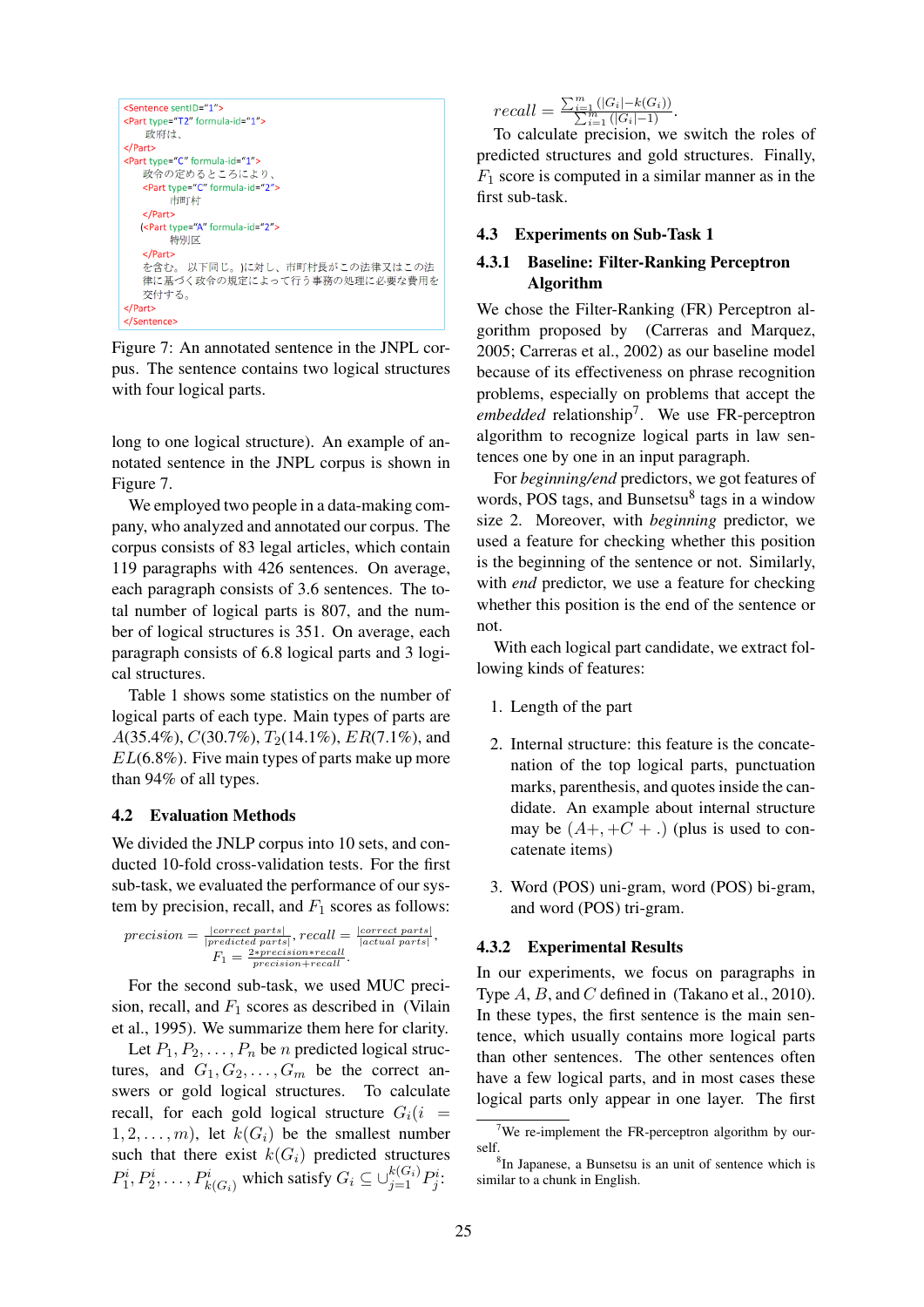```
<Sentence sentID="1">
<Part type="T2" formula-id="1">
    政府は、
</Part>
<Part type="C" formula-id="1">
    政令の定めるところにより、
    <Part type="C" formula-id="2">
        市町村
    </Part>
    (<Part type="A" formula-id="2">
        特別区
    </Part>
    を含む。 以下同じ。)に対し、市町村長がこの法律又はこの法
    律に基づく政令の規定によって行う事務の処理に必要な費用を
    交付する。
</Part>
</Sentence>
```

Figure 7: An annotated sentence in the JNPL corpus. The sentence contains two logical structures with four logical parts.

long to one logical structure). An example of annotated sentence in the JNPL corpus is shown in Figure 7.

We employed two people in a data-making company, who analyzed and annotated our corpus. The corpus consists of 83 legal articles, which contain 119 paragraphs with 426 sentences. On average, each paragraph consists of 3.6 sentences. The total number of logical parts is 807, and the number of logical structures is 351. On average, each paragraph consists of 6.8 logical parts and 3 logical structures.

Table 1 shows some statistics on the number of logical parts of each type. Main types of parts are $A$(35.4%), $C$(30.7%), $T_2$(14.1%), $ER$(7.1%), and $EL$(6.8%). Five main types of parts make up more than 94% of all types.

### 4.2 Evaluation Methods

We divided the JNLP corpus into 10 sets, and conducted 10-fold cross-validation tests. For the first sub-task, we evaluated the performance of our system by precision, recall, and $F_1$ scores as follows:

$$precision = \frac{|correct\ parts|}{|predicted\ parts|}, recall = \frac{|correct\ parts|}{|actual\ parts|},$$
$$F_1 = \frac{2*precision*recall}{precision+recall}.$$

For the second sub-task, we used MUC precision, recall, and $F_1$ scores as described in (Vilain et al., 1995). We summarize them here for clarity.

Let $P_1, P_2, \ldots, P_n$ be $n$ predicted logical structures, and $G_1, G_2, \ldots, G_m$ be the correct answers or gold logical structures. To calculate recall, for each gold logical structure $G_i (i = 1, 2, \ldots, m)$, let $k(G_i)$ be the smallest number such that there exist $k(G_i)$ predicted structures $P_1^i, P_2^i, \ldots, P_{k(G_i)}^i$ which satisfy $G_i \subseteq \cup_{j=1}^{k(G_i)} P_j^i$:

$$recall = \frac{\sum_{i=1}^{m}(|G_i| - k(G_i))}{\sum_{i=1}^{m}(|G_i| - 1)}.$$

To calculate precision, we switch the roles of predicted structures and gold structures. Finally, $F_1$ score is computed in a similar manner as in the first sub-task.

### 4.3 Experiments on Sub-Task 1

#### 4.3.1 Baseline: Filter-Ranking Perceptron Algorithm

We chose the Filter-Ranking (FR) Perceptron algorithm proposed by (Carreras and Marquez, 2005; Carreras et al., 2002) as our baseline model because of its effectiveness on phrase recognition problems, especially on problems that accept the *embedded* relationship[7]. We use FR-perceptron algorithm to recognize logical parts in law sentences one by one in an input paragraph.

For *beginning/end* predictors, we got features of words, POS tags, and Bunsetsu[8] tags in a window size 2. Moreover, with *beginning* predictor, we used a feature for checking whether this position is the beginning of the sentence or not. Similarly, with *end* predictor, we use a feature for checking whether this position is the end of the sentence or not.

With each logical part candidate, we extract following kinds of features:

1. Length of the part
2. Internal structure: this feature is the concatenation of the top logical parts, punctuation marks, parenthesis, and quotes inside the candidate. An example about internal structure may be $(A+, +C+.)$ (plus is used to concatenate items)
3. Word (POS) uni-gram, word (POS) bi-gram, and word (POS) tri-gram.

#### 4.3.2 Experimental Results

In our experiments, we focus on paragraphs in Type $A$, $B$, and $C$ defined in (Takano et al., 2010). In these types, the first sentence is the main sentence, which usually contains more logical parts than other sentences. The other sentences often have a few logical parts, and in most cases these logical parts only appear in one layer. The first

[7] We re-implement the FR-perceptron algorithm by ourself.

[8] In Japanese, a Bunsetsu is an unit of sentence which is similar to a chunk in English.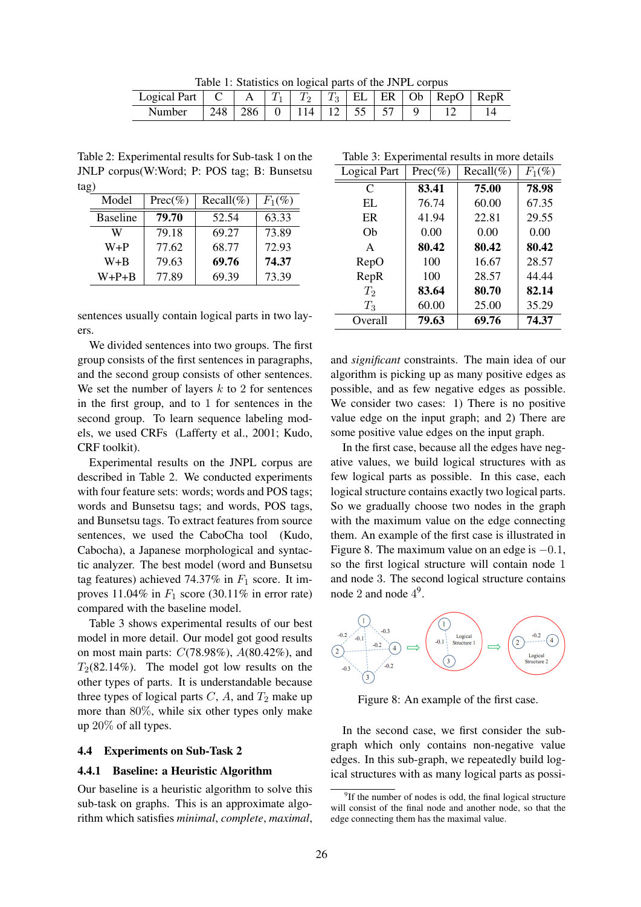Table 1: Statistics on logical parts of the JNPL corpus

| Logical Part | C | A | $T_1$ | $T_2$ | $T_3$ | EL | ER | Ob | RepO | RepR |
|---|---|---|---|---|---|---|---|---|---|---|
| Number | 248 | 286 | 0 | 114 | 12 | 55 | 57 | 9 | 12 | 14 |

Table 2: Experimental results for Sub-task 1 on the JNLP corpus(W:Word; P: POS tag; B: Bunsetsu tag)

| Model | Prec(%) | Recall(%) | $F_1$(%) |
|---|---|---|---|
| Baseline | **79.70** | 52.54 | 63.33 |
| W | 79.18 | 69.27 | 73.89 |
| W+P | 77.62 | 68.77 | 72.93 |
| W+B | 79.63 | **69.76** | **74.37** |
| W+P+B | 77.89 | 69.39 | 73.39 |

sentences usually contain logical parts in two layers.

We divided sentences into two groups. The first group consists of the first sentences in paragraphs, and the second group consists of other sentences. We set the number of layers $k$ to 2 for sentences in the first group, and to 1 for sentences in the second group. To learn sequence labeling models, we used CRFs (Lafferty et al., 2001; Kudo, CRF toolkit).

Experimental results on the JNPL corpus are described in Table 2. We conducted experiments with four feature sets: words; words and POS tags; words and Bunsetsu tags; and words, POS tags, and Bunsetsu tags. To extract features from source sentences, we used the CaboCha tool (Kudo, Cabocha), a Japanese morphological and syntactic analyzer. The best model (word and Bunsetsu tag features) achieved 74.37% in $F_1$ score. It improves 11.04% in $F_1$ score (30.11% in error rate) compared with the baseline model.

Table 3 shows experimental results of our best model in more detail. Our model got good results on most main parts: $C$(78.98%), $A$(80.42%), and $T_2$(82.14%). The model got low results on the other types of parts. It is understandable because three types of logical parts $C$, $A$, and $T_2$ make up more than $80\%$, while six other types only make up $20\%$ of all types.

### 4.4 Experiments on Sub-Task 2

#### 4.4.1 Baseline: a Heuristic Algorithm

Our baseline is a heuristic algorithm to solve this sub-task on graphs. This is an approximate algorithm which satisfies *minimal*, *complete*, *maximal*, and *significant* constraints. The main idea of our algorithm is picking up as many positive edges as possible, and as few negative edges as possible. We consider two cases: 1) There is no positive value edge on the input graph; and 2) There are some positive value edges on the input graph.

Table 3: Experimental results in more details

| Logical Part | Prec(%) | Recall(%) | $F_1$(%) |
|---|---|---|---|
| C | **83.41** | **75.00** | **78.98** |
| EL | 76.74 | 60.00 | 67.35 |
| ER | 41.94 | 22.81 | 29.55 |
| Ob | 0.00 | 0.00 | 0.00 |
| A | **80.42** | **80.42** | **80.42** |
| RepO | 100 | 16.67 | 28.57 |
| RepR | 100 | 28.57 | 44.44 |
| $T_2$ | **83.64** | **80.70** | **82.14** |
| $T_3$ | 60.00 | 25.00 | 35.29 |
| Overall | **79.63** | **69.76** | **74.37** |

In the first case, because all the edges have negative values, we build logical structures with as few logical parts as possible. In this case, each logical structure contains exactly two logical parts. So we gradually choose two nodes in the graph with the maximum value on the edge connecting them. An example of the first case is illustrated in Figure 8. The maximum value on an edge is $-0.1$, so the first logical structure will contain node 1 and node 3. The second logical structure contains node 2 and node 4[9].

Figure 8: An example of the first case.

In the second case, we first consider the sub-graph which only contains non-negative value edges. In this sub-graph, we repeatedly build logical structures with as many logical parts as possi-

[9] If the number of nodes is odd, the final logical structure will consist of the final node and another node, so that the edge connecting them has the maximal value.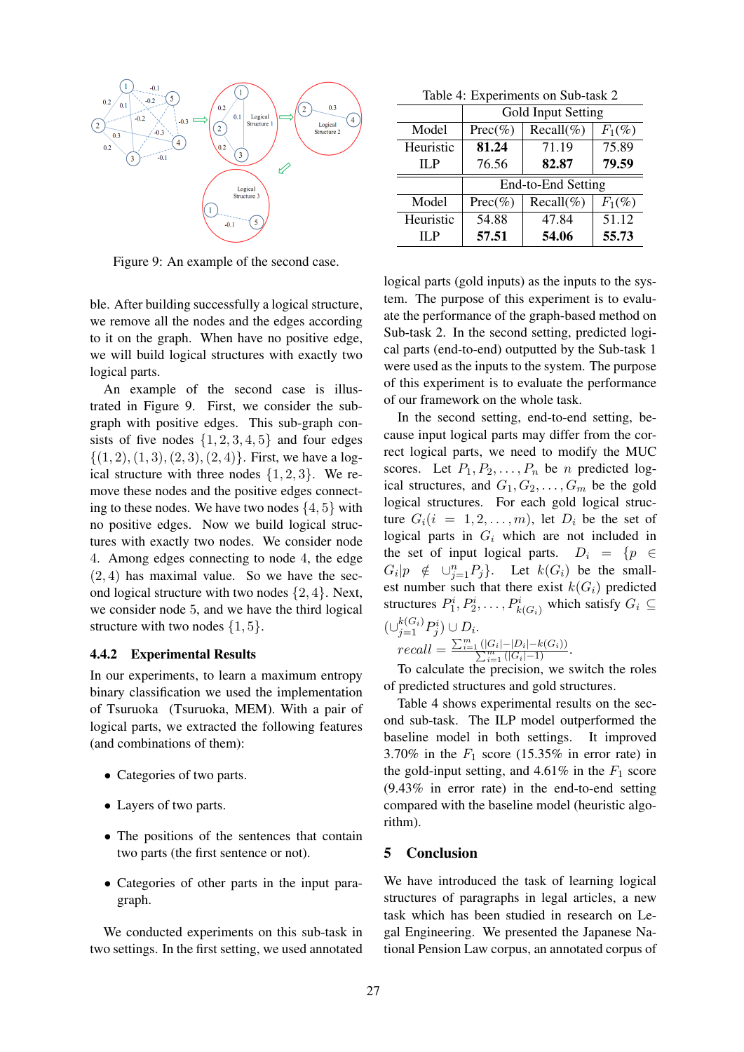Figure 9: An example of the second case.

ble. After building successfully a logical structure, we remove all the nodes and the edges according to it on the graph. When have no positive edge, we will build logical structures with exactly two logical parts.

An example of the second case is illustrated in Figure 9. First, we consider the sub-graph with positive edges. This sub-graph consists of five nodes $\{1, 2, 3, 4, 5\}$ and four edges $\{(1, 2), (1, 3), (2, 3), (2, 4)\}$. First, we have a logical structure with three nodes $\{1, 2, 3\}$. We remove these nodes and the positive edges connecting to these nodes. We have two nodes $\{4, 5\}$ with no positive edges. Now we build logical structures with exactly two nodes. We consider node 4. Among edges connecting to node 4, the edge $(2, 4)$ has maximal value. So we have the second logical structure with two nodes $\{2, 4\}$. Next, we consider node 5, and we have the third logical structure with two nodes $\{1, 5\}$.

### 4.4.2 Experimental Results

In our experiments, to learn a maximum entropy binary classification we used the implementation of Tsuruoka (Tsuruoka, MEM). With a pair of logical parts, we extracted the following features (and combinations of them):

- Categories of two parts.
- Layers of two parts.
- The positions of the sentences that contain two parts (the first sentence or not).
- Categories of other parts in the input paragraph.

We conducted experiments on this sub-task in two settings. In the first setting, we used annotated logical parts (gold inputs) as the inputs to the system. The purpose of this experiment is to evaluate the performance of the graph-based method on Sub-task 2. In the second setting, predicted logical parts (end-to-end) outputted by the Sub-task 1 were used as the inputs to the system. The purpose of this experiment is to evaluate the performance of our framework on the whole task.

Table 4: Experiments on Sub-task 2

| | Gold Input Setting | | |
|---|---|---|---|
| Model | Prec(%) | Recall(%) | $F_1$(%) |
| Heuristic | **81.24** | 71.19 | 75.89 |
| ILP | 76.56 | **82.87** | **79.59** |
| | End-to-End Setting | | |
| Model | Prec(%) | Recall(%) | $F_1$(%) |
| Heuristic | 54.88 | 47.84 | 51.12 |
| ILP | **57.51** | **54.06** | **55.73** |

In the second setting, end-to-end setting, because input logical parts may differ from the correct logical parts, we need to modify the MUC scores. Let $P_1, P_2, \ldots, P_n$ be $n$ predicted logical structures, and $G_1, G_2, \ldots, G_m$ be the gold logical structures. For each gold logical structure $G_i (i = 1, 2, \ldots, m)$, let $D_i$ be the set of logical parts in $G_i$ which are not included in the set of input logical parts. $D_i = \{p \in G_i | p \notin \cup_{j=1}^{n} P_j\}$. Let $k(G_i)$ be the smallest number such that there exist $k(G_i)$ predicted structures $P_1^i, P_2^i, \ldots, P_{k(G_i)}^i$ which satisfy $G_i \subseteq (\cup_{j=1}^{k(G_i)} P_j^i) \cup D_i$.

$recall = \frac{\sum_{i=1}^{m}(|G_i|-|D_i|-k(G_i))}{\sum_{i=1}^{m}(|G_i|-1)}$.

To calculate the precision, we switch the roles of predicted structures and gold structures.

Table 4 shows experimental results on the second sub-task. The ILP model outperformed the baseline model in both settings. It improved 3.70% in the $F_1$ score (15.35% in error rate) in the gold-input setting, and 4.61% in the $F_1$ score (9.43% in error rate) in the end-to-end setting compared with the baseline model (heuristic algorithm).

## 5 Conclusion

We have introduced the task of learning logical structures of paragraphs in legal articles, a new task which has been studied in research on Legal Engineering. We presented the Japanese National Pension Law corpus, an annotated corpus of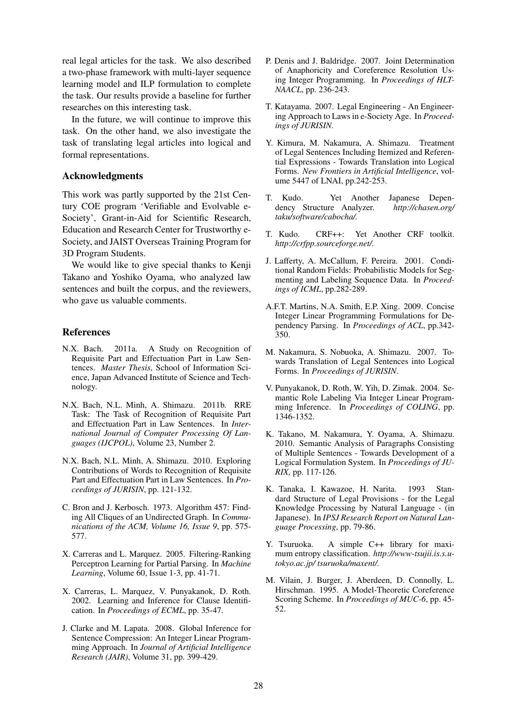real legal articles for the task. We also described a two-phase framework with multi-layer sequence learning model and ILP formulation to complete the task. Our results provide a baseline for further researches on this interesting task.

In the future, we will continue to improve this task. On the other hand, we also investigate the task of translating legal articles into logical and formal representations.

## Acknowledgments

This work was partly supported by the 21st Century COE program 'Verifiable and Evolvable e-Society', Grant-in-Aid for Scientific Research, Education and Research Center for Trustworthy e-Society, and JAIST Overseas Training Program for 3D Program Students.

We would like to give special thanks to Kenji Takano and Yoshiko Oyama, who analyzed law sentences and built the corpus, and the reviewers, who gave us valuable comments.

## References

N.X. Bach. 2011a. A Study on Recognition of Requisite Part and Effectuation Part in Law Sentences. *Master Thesis*, School of Information Science, Japan Advanced Institute of Science and Technology.

N.X. Bach, N.L. Minh, A. Shimazu. 2011b. RRE Task: The Task of Recognition of Requisite Part and Effectuation Part in Law Sentences. In *International Journal of Computer Processing Of Languages (IJCPOL)*, Volume 23, Number 2.

N.X. Bach, N.L. Minh, A. Shimazu. 2010. Exploring Contributions of Words to Recognition of Requisite Part and Effectuation Part in Law Sentences. In *Proceedings of JURISIN*, pp. 121-132.

C. Bron and J. Kerbosch. 1973. Algorithm 457: Finding All Cliques of an Undirected Graph. In *Communications of the ACM, Volume 16, Issue 9*, pp. 575-577.

X. Carreras and L. Marquez. 2005. Filtering-Ranking Perceptron Learning for Partial Parsing. In *Machine Learning*, Volume 60, Issue 1-3, pp. 41-71.

X. Carreras, L. Marquez, V. Punyakanok, D. Roth. 2002. Learning and Inference for Clause Identification. In *Proceedings of ECML*, pp. 35-47.

J. Clarke and M. Lapata. 2008. Global Inference for Sentence Compression: An Integer Linear Programming Approach. In *Journal of Artificial Intelligence Research (JAIR)*, Volume 31, pp. 399-429.

P. Denis and J. Baldridge. 2007. Joint Determination of Anaphoricity and Coreference Resolution Using Integer Programming. In *Proceedings of HLT-NAACL*, pp. 236-243.

T. Katayama. 2007. Legal Engineering - An Engineering Approach to Laws in e-Society Age. In *Proceedings of JURISIN*.

Y. Kimura, M. Nakamura, A. Shimazu. Treatment of Legal Sentences Including Itemized and Referential Expressions - Towards Translation into Logical Forms. *New Frontiers in Artificial Intelligence*, volume 5447 of LNAI, pp.242-253.

T. Kudo. Yet Another Japanese Dependency Structure Analyzer. *http://chasen.org/taku/software/cabocha/*.

T. Kudo. CRF++: Yet Another CRF toolkit. *http://crfpp.sourceforge.net/*.

J. Lafferty, A. McCallum, F. Pereira. 2001. Conditional Random Fields: Probabilistic Models for Segmenting and Labeling Sequence Data. In *Proceedings of ICML*, pp.282-289.

A.F.T. Martins, N.A. Smith, E.P. Xing. 2009. Concise Integer Linear Programming Formulations for Dependency Parsing. In *Proceedings of ACL*, pp.342-350.

M. Nakamura, S. Nobuoka, A. Shimazu. 2007. Towards Translation of Legal Sentences into Logical Forms. In *Proceedings of JURISIN*.

V. Punyakanok, D. Roth, W. Yih, D. Zimak. 2004. Semantic Role Labeling Via Integer Linear Programming Inference. In *Proceedings of COLING*, pp. 1346-1352.

K. Takano, M. Nakamura, Y. Oyama, A. Shimazu. 2010. Semantic Analysis of Paragraphs Consisting of Multiple Sentences - Towards Development of a Logical Formulation System. In *Proceedings of JURIX,* pp. 117-126.

K. Tanaka, I. Kawazoe, H. Narita. 1993 Standard Structure of Legal Provisions - for the Legal Knowledge Processing by Natural Language - (in Japanese). In *IPSJ Research Report on Natural Language Processing*, pp. 79-86.

Y. Tsuruoka. A simple C++ library for maximum entropy classification. *http://www-tsujii.is.s.u-tokyo.ac.jp/ tsuruoka/maxent/*.

M. Vilain, J. Burger, J. Aberdeen, D. Connolly, L. Hirschman. 1995. A Model-Theoretic Coreference Scoring Scheme. In *Proceedings of MUC-6*, pp. 45-52.